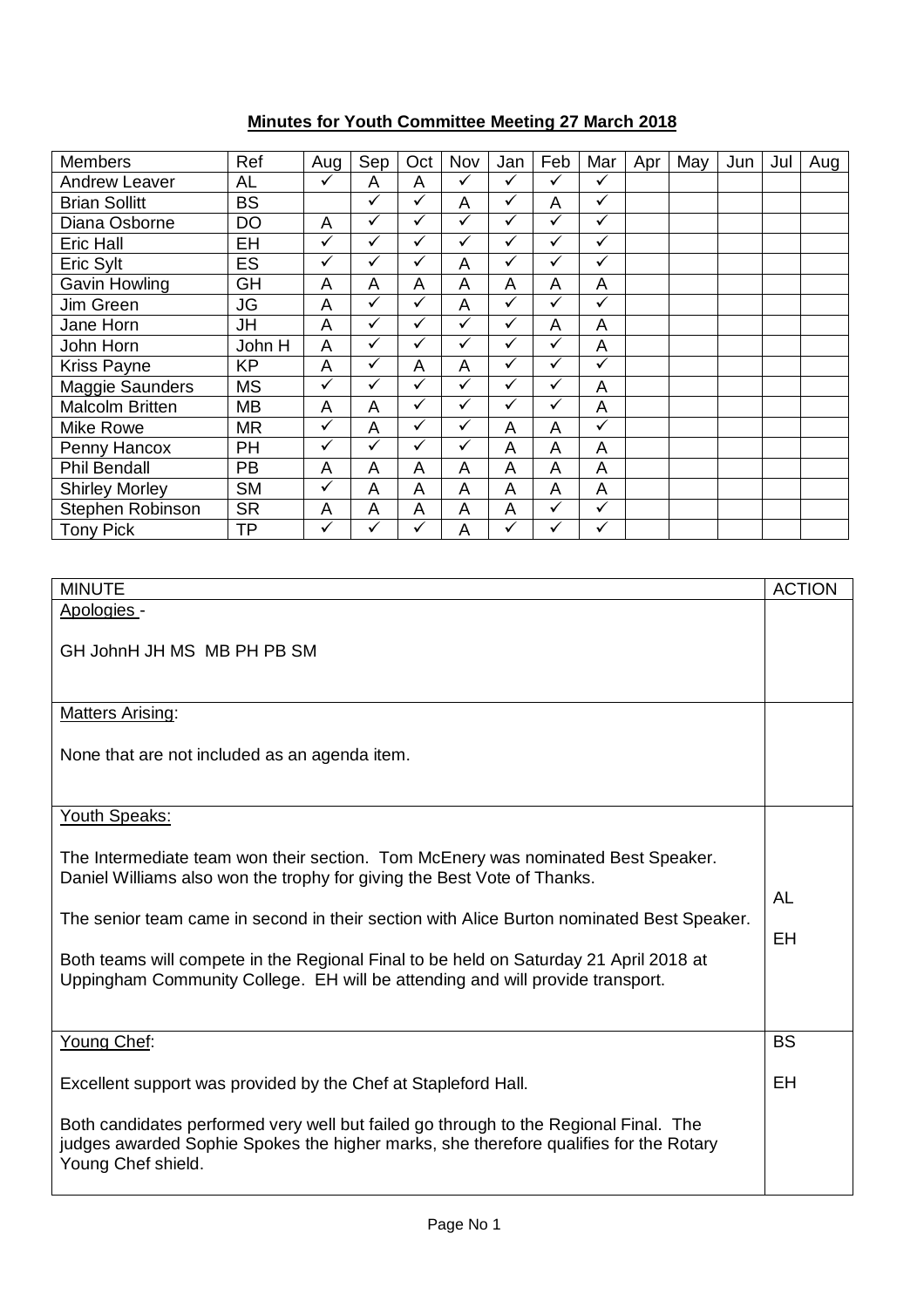# Minutes for Youth Committee Meeting 27 March 2018

| Members | Ref | Aug | Sep | Oct | Nov | Jan | Feb | Mar | Apr | May | Jun | Jul | Aug |
|---|---|---|---|---|---|---|---|---|---|---|---|---|---|
| Andrew Leaver | AL | ✓ | A | A | ✓ | ✓ | ✓ | ✓ | | | | | |
| Brian Sollitt | BS | | ✓ | ✓ | A | ✓ | A | ✓ | | | | | |
| Diana Osborne | DO | A | ✓ | ✓ | ✓ | ✓ | ✓ | ✓ | | | | | |
| Eric Hall | EH | ✓ | ✓ | ✓ | ✓ | ✓ | ✓ | ✓ | | | | | |
| Eric Sylt | ES | ✓ | ✓ | ✓ | A | ✓ | ✓ | ✓ | | | | | |
| Gavin Howling | GH | A | A | A | A | A | A | A | | | | | |
| Jim Green | JG | A | ✓ | ✓ | A | ✓ | ✓ | ✓ | | | | | |
| Jane Horn | JH | A | ✓ | ✓ | ✓ | ✓ | A | A | | | | | |
| John Horn | John H | A | ✓ | ✓ | ✓ | ✓ | ✓ | A | | | | | |
| Kriss Payne | KP | A | ✓ | A | A | ✓ | ✓ | ✓ | | | | | |
| Maggie Saunders | MS | ✓ | ✓ | ✓ | ✓ | ✓ | ✓ | A | | | | | |
| Malcolm Britten | MB | A | A | ✓ | ✓ | ✓ | ✓ | A | | | | | |
| Mike Rowe | MR | ✓ | A | ✓ | ✓ | A | A | ✓ | | | | | |
| Penny Hancox | PH | ✓ | ✓ | ✓ | ✓ | A | A | A | | | | | |
| Phil Bendall | PB | A | A | A | A | A | A | A | | | | | |
| Shirley Morley | SM | ✓ | A | A | A | A | A | A | | | | | |
| Stephen Robinson | SR | A | A | A | A | A | ✓ | ✓ | | | | | |
| Tony Pick | TP | ✓ | ✓ | ✓ | A | ✓ | ✓ | ✓ | | | | | |

| MINUTE | ACTION |
|---|---|
| Apologies -<br><br>GH JohnH JH MS MB PH PB SM | |
| Matters Arising:<br><br>None that are not included as an agenda item. | |
| Youth Speaks:<br><br>The Intermediate team won their section. Tom McEnery was nominated Best Speaker. Daniel Williams also won the trophy for giving the Best Vote of Thanks.<br><br>The senior team came in second in their section with Alice Burton nominated Best Speaker.<br><br>Both teams will compete in the Regional Final to be held on Saturday 21 April 2018 at Uppingham Community College. EH will be attending and will provide transport. | AL<br><br>EH |
| Young Chef:<br><br>Excellent support was provided by the Chef at Stapleford Hall.<br><br>Both candidates performed very well but failed go through to the Regional Final. The judges awarded Sophie Spokes the higher marks, she therefore qualifies for the Rotary Young Chef shield. | BS<br><br>EH |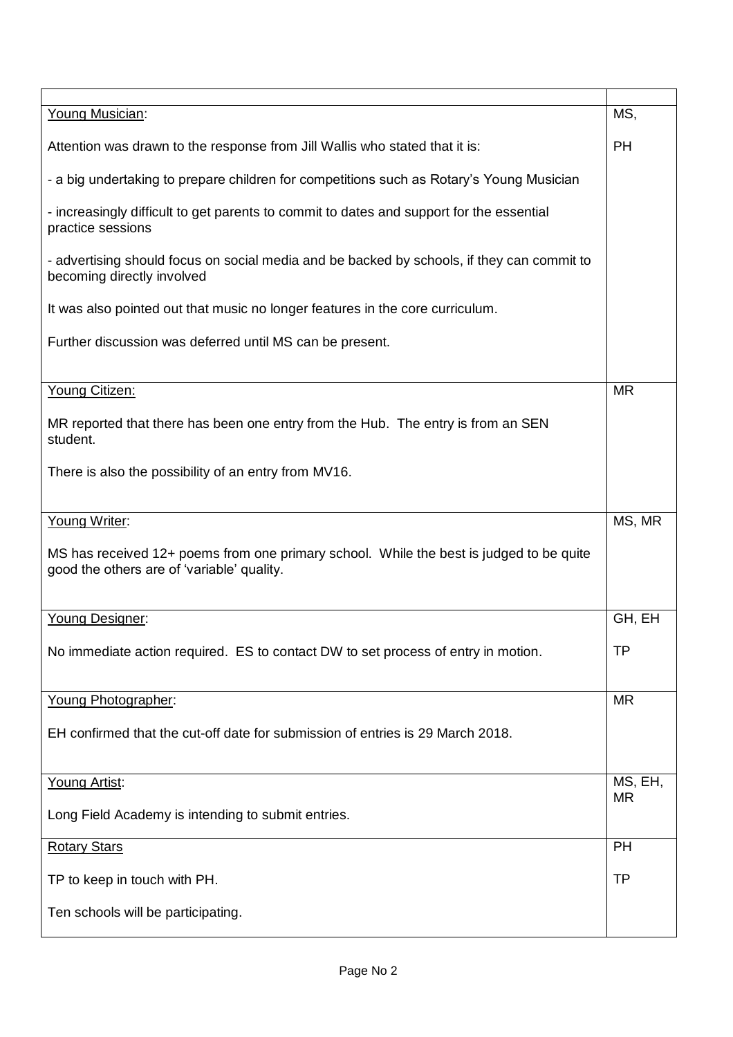| | |
|---|---|
| <u>Young Musician</u>:<br><br>Attention was drawn to the response from Jill Wallis who stated that it is:<br><br>- a big undertaking to prepare children for competitions such as Rotary's Young Musician<br><br>- increasingly difficult to get parents to commit to dates and support for the essential practice sessions<br><br>- advertising should focus on social media and be backed by schools, if they can commit to becoming directly involved<br><br>It was also pointed out that music no longer features in the core curriculum.<br><br>Further discussion was deferred until MS can be present. | MS,<br><br>PH |
| <u>Young Citizen:</u><br><br>MR reported that there has been one entry from the Hub. The entry is from an SEN student.<br><br>There is also the possibility of an entry from MV16. | MR |
| <u>Young Writer</u>:<br><br>MS has received 12+ poems from one primary school. While the best is judged to be quite good the others are of 'variable' quality. | MS, MR |
| <u>Young Designer</u>:<br><br>No immediate action required. ES to contact DW to set process of entry in motion. | GH, EH<br><br>TP |
| <u>Young Photographer</u>:<br><br>EH confirmed that the cut-off date for submission of entries is 29 March 2018. | MR |
| <u>Young Artist</u>:<br><br>Long Field Academy is intending to submit entries. | MS, EH, MR |
| <u>Rotary Stars</u><br><br>TP to keep in touch with PH.<br><br>Ten schools will be participating. | PH<br><br>TP |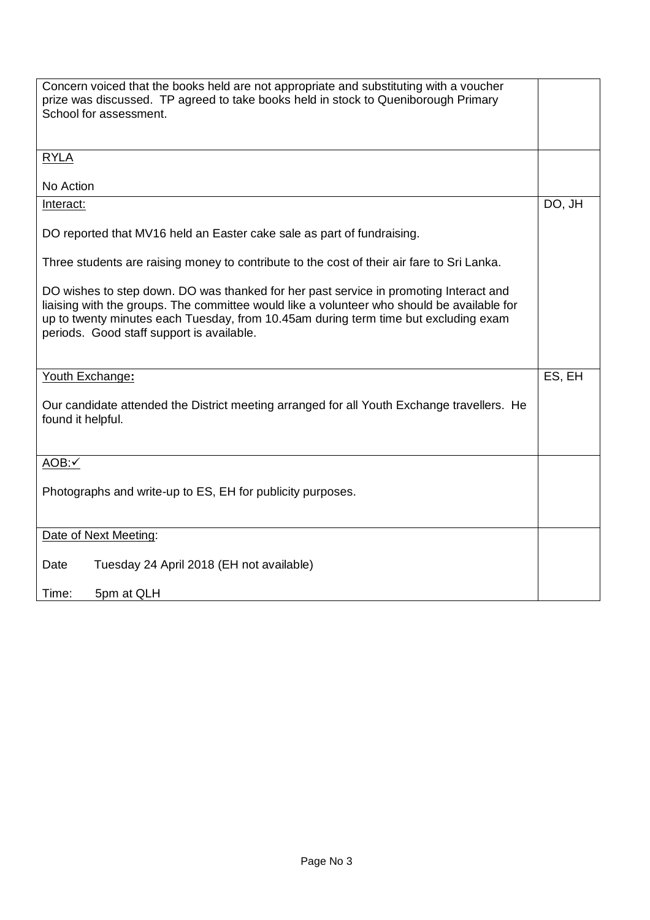| | |
|---|---|
| Concern voiced that the books held are not appropriate and substituting with a voucher prize was discussed. TP agreed to take books held in stock to Queniborough Primary School for assessment. | |
| RYLA<br><br>No Action | |
| Interact:<br><br>DO reported that MV16 held an Easter cake sale as part of fundraising.<br><br>Three students are raising money to contribute to the cost of their air fare to Sri Lanka.<br><br>DO wishes to step down. DO was thanked for her past service in promoting Interact and liaising with the groups. The committee would like a volunteer who should be available for up to twenty minutes each Tuesday, from 10.45am during term time but excluding exam periods. Good staff support is available. | DO, JH |
| Youth Exchange**:**<br><br>Our candidate attended the District meeting arranged for all Youth Exchange travellers. He found it helpful. | ES, EH |
| AOB:✓<br><br>Photographs and write-up to ES, EH for publicity purposes. | |
| Date of Next Meeting:<br><br>Date Tuesday 24 April 2018 (EH not available)<br><br>Time: 5pm at QLH | |